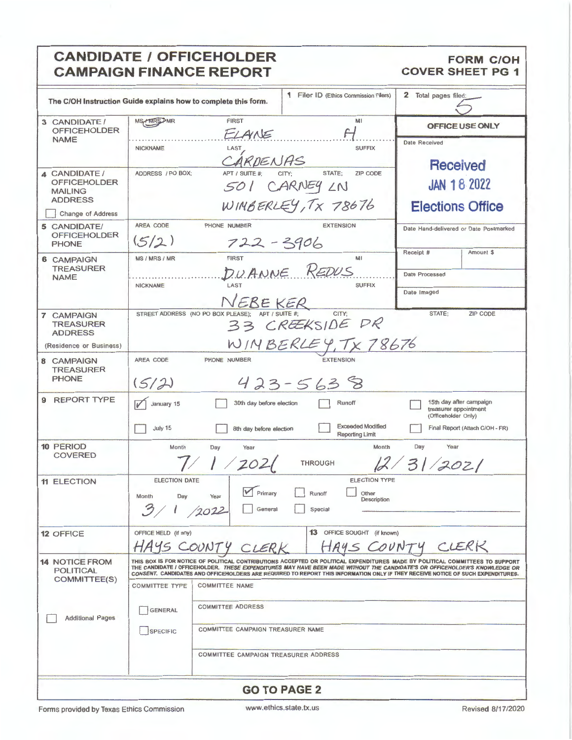# CANDIDATE / OFFICEHOLDER CAMPAIGN FINANCE REPORT

**FORM C/OH**
**COVER SHEET PG 1**

The C/OH Instruction Guide explains how to complete this form.

| | | |
|---|---|---|
| **1** Filer ID (Ethics Commission Filers) | **2** Total pages filed: 5 | |

| Field | Information |
|---|---|
| **3 CANDIDATE / OFFICEHOLDER NAME** | MS / MRS / MR: MRS; FIRST: ELAINE; MI: H; NICKNAME: ; LAST: CARDENAS; SUFFIX: |
| **4 CANDIDATE / OFFICEHOLDER MAILING ADDRESS** ☐ Change of Address | ADDRESS / PO BOX; APT / SUITE #; CITY; STATE; ZIP CODE: 501 CARNEY LN WIMBERLEY, TX 78676 |
| **5 CANDIDATE/ OFFICEHOLDER PHONE** | AREA CODE: (512) PHONE NUMBER: 722-3906 EXTENSION: |
| **6 CAMPAIGN TREASURER NAME** | MS / MRS / MR: ; FIRST: DUANNE; MI: ; NICKNAME: REDUS; LAST: NEBEKER; SUFFIX: |
| **7 CAMPAIGN TREASURER ADDRESS** (Residence or Business) | STREET ADDRESS (NO PO BOX PLEASE); APT / SUITE #; CITY; STATE; ZIP CODE: 33 CREEKSIDE DR WIMBERLEY, TX 78676 |
| **8 CAMPAIGN TREASURER PHONE** | AREA CODE: (512) PHONE NUMBER: 423-5638 EXTENSION: |

**OFFICE USE ONLY**

Date Received: Received JAN 18 2022 Elections Office

Date Hand-delivered or Date Postmarked:

Receipt #: | Amount $:

Date Processed:

Date Imaged:

**9 REPORT TYPE**

- ☑ January 15
- ☐ 30th day before election
- ☐ Runoff
- ☐ 15th day after campaign treasurer appointment (Officeholder Only)
- ☐ July 15
- ☐ 8th day before election
- ☐ Exceeded Modified Reporting Limit
- ☐ Final Report (Attach C/OH - FR)

**10 PERIOD COVERED**

Month / Day / Year: 7 / 1 / 2021 THROUGH Month / Day / Year: 12 / 31 / 2021

**11 ELECTION**

ELECTION DATE: Month / Day / Year: 3 / 1 / 2022

ELECTION TYPE:
- ☑ Primary
- ☐ Runoff
- ☐ Other Description
- ☐ General
- ☐ Special

**12 OFFICE**

OFFICE HELD (if any): HAYS COUNTY CLERK

**13** OFFICE SOUGHT (if known): HAYS COUNTY CLERK

**14 NOTICE FROM POLITICAL COMMITTEE(S)**

THIS BOX IS FOR NOTICE OF POLITICAL CONTRIBUTIONS ACCEPTED OR POLITICAL EXPENDITURES MADE BY POLITICAL COMMITTEES TO SUPPORT THE CANDIDATE / OFFICEHOLDER. *THESE EXPENDITURES MAY HAVE BEEN MADE WITHOUT THE CANDIDATE'S OR OFFICEHOLDER'S KNOWLEDGE OR CONSENT.* CANDIDATES AND OFFICEHOLDERS ARE REQUIRED TO REPORT THIS INFORMATION ONLY IF THEY RECEIVE NOTICE OF SUCH EXPENDITURES.

☐ Additional Pages

| COMMITTEE TYPE | |
|---|---|
| | COMMITTEE NAME |
| ☐ GENERAL | COMMITTEE ADDRESS |
| ☐ SPECIFIC | COMMITTEE CAMPAIGN TREASURER NAME |
| | COMMITTEE CAMPAIGN TREASURER ADDRESS |

**GO TO PAGE 2**

Forms provided by Texas Ethics Commission www.ethics.state.tx.us Revised 8/17/2020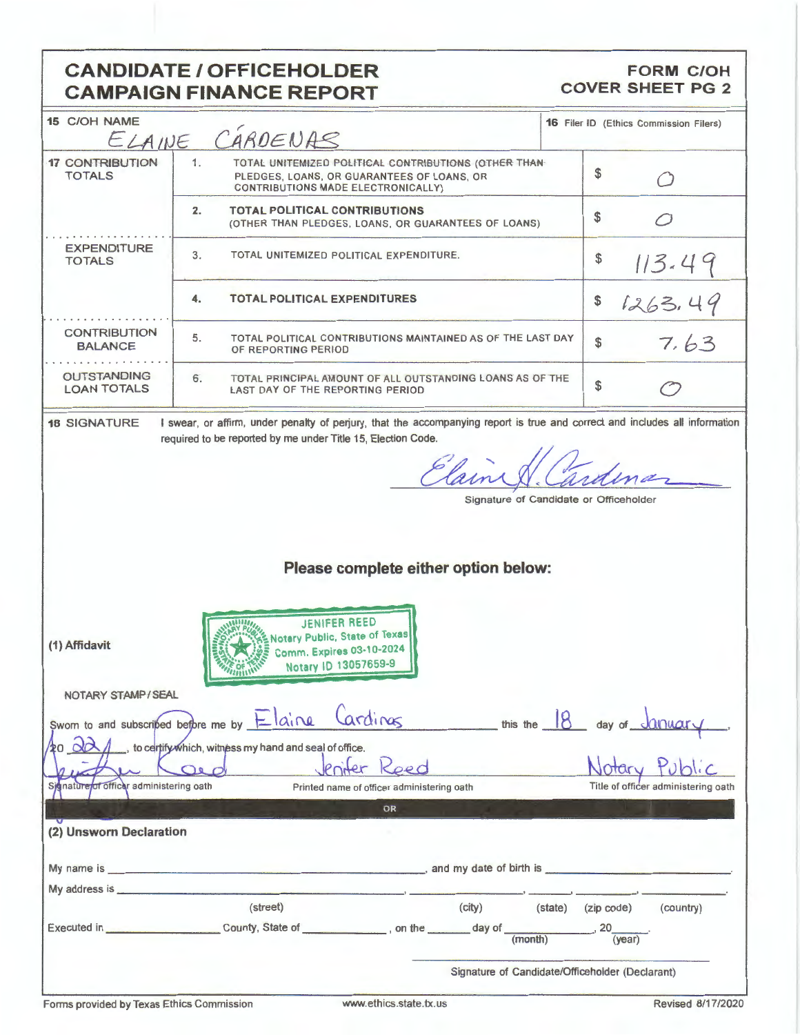# CANDIDATE / OFFICEHOLDER CAMPAIGN FINANCE REPORT

**FORM C/OH COVER SHEET PG 2**

| 15 C/OH NAME | | | 16 Filer ID (Ethics Commission Filers) |
|---|---|---|---|
| ELAINE CÁRDENAS | | | |
| **17 CONTRIBUTION TOTALS** | 1. | TOTAL UNITEMIZED POLITICAL CONTRIBUTIONS (OTHER THAN PLEDGES, LOANS, OR GUARANTEES OF LOANS, OR CONTRIBUTIONS MADE ELECTRONICALLY) | $ 0 |
| | 2. | **TOTAL POLITICAL CONTRIBUTIONS** (OTHER THAN PLEDGES, LOANS, OR GUARANTEES OF LOANS) | $ 0 |
| **EXPENDITURE TOTALS** | 3. | TOTAL UNITEMIZED POLITICAL EXPENDITURE. | $ 113.49 |
| | 4. | **TOTAL POLITICAL EXPENDITURES** | $ 1263.49 |
| **CONTRIBUTION BALANCE** | 5. | TOTAL POLITICAL CONTRIBUTIONS MAINTAINED AS OF THE LAST DAY OF REPORTING PERIOD | $ 7.63 |
| **OUTSTANDING LOAN TOTALS** | 6. | TOTAL PRINCIPAL AMOUNT OF ALL OUTSTANDING LOANS AS OF THE LAST DAY OF THE REPORTING PERIOD | $ 0 |

**18 SIGNATURE** I swear, or affirm, under penalty of perjury, that the accompanying report is true and correct and includes all information required to be reported by me under Title 15, Election Code.

Elaine H. Cardenas

Signature of Candidate or Officeholder

## Please complete either option below:

**(1) Affidavit**

JENIFER REED
Notary Public, State of Texas
Comm. Expires 03-10-2024
Notary ID 13057659-9

NOTARY STAMP / SEAL

Sworn to and subscribed before me by Elaine Cardinas this the 18 day of January, 20 22, to certify which, witness my hand and seal of office.

| Jenifer Reed | Jenifer Reed | Notary Public |
|---|---|---|
| Signature of officer administering oath | Printed name of officer administering oath | Title of officer administering oath |

OR

**(2) Unsworn Declaration**

My name is ______________________, and my date of birth is ______________.

My address is ______________________, ____________, ______, __________, __________.
(street) (city) (state) (zip code) (country)

Executed in ____________ County, State of ____________, on the _____ day of ____________, 20____.
(month) (year)

______________________________
Signature of Candidate/Officeholder (Declarant)

Forms provided by Texas Ethics Commission www.ethics.state.tx.us Revised 8/17/2020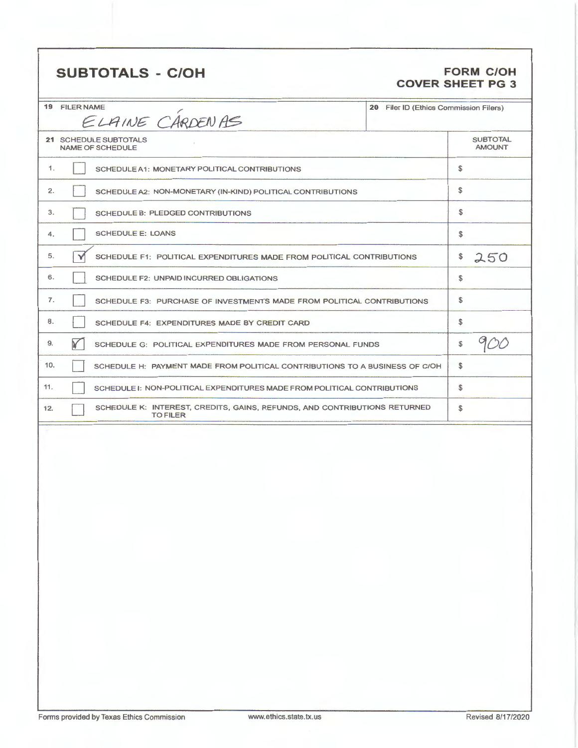# SUBTOTALS - C/OH

**FORM C/OH**
**COVER SHEET PG 3**

| 19 FILER NAME | 20 Filer ID (Ethics Commission Filers) |
|---|---|
| ELAINE CÁRDENAS | |

| | | 21 SCHEDULE SUBTOTALS NAME OF SCHEDULE | SUBTOTAL AMOUNT |
|---|---|---|---|
| 1. | ☐ | SCHEDULE A1: MONETARY POLITICAL CONTRIBUTIONS | $ |
| 2. | ☐ | SCHEDULE A2: NON-MONETARY (IN-KIND) POLITICAL CONTRIBUTIONS | $ |
| 3. | ☐ | SCHEDULE B: PLEDGED CONTRIBUTIONS | $ |
| 4. | ☐ | SCHEDULE E: LOANS | $ |
| 5. | ☑ | SCHEDULE F1: POLITICAL EXPENDITURES MADE FROM POLITICAL CONTRIBUTIONS | $ 250 |
| 6. | ☐ | SCHEDULE F2: UNPAID INCURRED OBLIGATIONS | $ |
| 7. | ☐ | SCHEDULE F3: PURCHASE OF INVESTMENTS MADE FROM POLITICAL CONTRIBUTIONS | $ |
| 8. | ☐ | SCHEDULE F4: EXPENDITURES MADE BY CREDIT CARD | $ |
| 9. | ☑ | SCHEDULE G: POLITICAL EXPENDITURES MADE FROM PERSONAL FUNDS | $ 900 |
| 10. | ☐ | SCHEDULE H: PAYMENT MADE FROM POLITICAL CONTRIBUTIONS TO A BUSINESS OF C/OH | $ |
| 11. | ☐ | SCHEDULE I: NON-POLITICAL EXPENDITURES MADE FROM POLITICAL CONTRIBUTIONS | $ |
| 12. | ☐ | SCHEDULE K: INTEREST, CREDITS, GAINS, REFUNDS, AND CONTRIBUTIONS RETURNED TO FILER | $ |

Forms provided by Texas Ethics Commission www.ethics.state.tx.us Revised 8/17/2020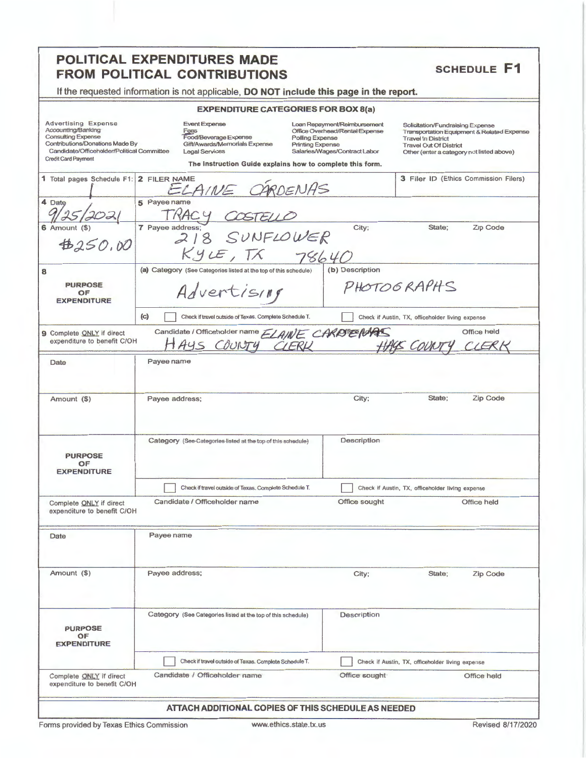# POLITICAL EXPENDITURES MADE FROM POLITICAL CONTRIBUTIONS

## SCHEDULE F1

If the requested information is not applicable, **DO NOT include this page in the report.**

### EXPENDITURE CATEGORIES FOR BOX 8(a)

| | | | |
|---|---|---|---|
| Advertising Expense | Event Expense | Loan Repayment/Reimbursement | Solicitation/Fundraising Expense |
| Accounting/Banking | Fees | Office Overhead/Rental Expense | Transportation Equipment & Related Expense |
| Consulting Expense | Food/Beverage Expense | Polling Expense | Travel In District |
| Contributions/Donations Made By Candidate/Officeholder/Political Committee | Gift/Awards/Memorials Expense | Printing Expense | Travel Out Of District |
| Credit Card Payment | Legal Services | Salaries/Wages/Contract Labor | Other (enter a category not listed above) |

The Instruction Guide explains how to complete this form.

| | | | | |
|---|---|---|---|---|
| 1 Total pages Schedule F1: 1 | 2 FILER NAME: ELAINE CÁRDENAS | | 3 Filer ID (Ethics Commission Filers) | |
| 4 Date: 9/25/2021 | 5 Payee name: TRACY COSTELLO | | | |
| 6 Amount ($): $250.00 | 7 Payee address: 218 SUNFLOWER | City: KYLE | State: TX | Zip Code: 78640 |
| 8 PURPOSE OF EXPENDITURE | (a) Category (See Categories listed at the top of this schedule): Advertising | (b) Description: PHOTOGRAPHS | | |
| | (c) ☐ Check if travel outside of Texas. Complete Schedule T. | ☐ Check if Austin, TX, officeholder living expense | | |
| 9 Complete ONLY if direct expenditure to benefit C/OH | Candidate / Officeholder name: ELAINE CARDENAS | Office sought: HAYS COUNTY CLERK | Office held: HAYS COUNTY CLERK | |

| | | | | |
|---|---|---|---|---|
| Date | Payee name | | | |
| Amount ($) | Payee address; | City; | State; | Zip Code |
| PURPOSE OF EXPENDITURE | Category (See Categories listed at the top of this schedule) | Description | | |
| | ☐ Check if travel outside of Texas. Complete Schedule T. | ☐ Check if Austin, TX, officeholder living expense | | |
| Complete ONLY if direct expenditure to benefit C/OH | Candidate / Officeholder name | Office sought | Office held | |

| | | | | |
|---|---|---|---|---|
| Date | Payee name | | | |
| Amount ($) | Payee address; | City; | State; | Zip Code |
| PURPOSE OF EXPENDITURE | Category (See Categories listed at the top of this schedule) | Description | | |
| | ☐ Check if travel outside of Texas. Complete Schedule T. | ☐ Check if Austin, TX, officeholder living expense | | |
| Complete ONLY if direct expenditure to benefit C/OH | Candidate / Officeholder name | Office sought | Office held | |

**ATTACH ADDITIONAL COPIES OF THIS SCHEDULE AS NEEDED**

Forms provided by Texas Ethics Commission www.ethics.state.tx.us Revised 8/17/2020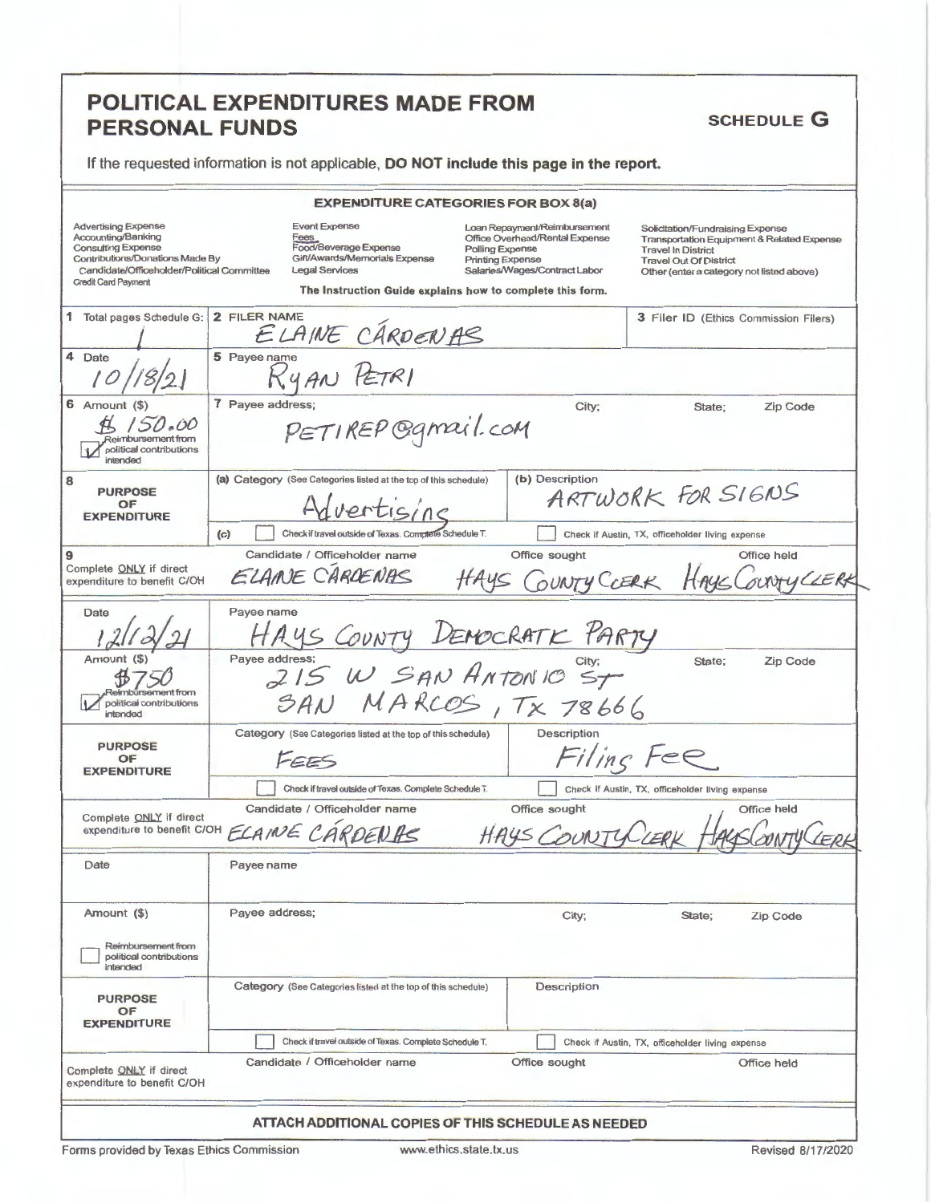# POLITICAL EXPENDITURES MADE FROM PERSONAL FUNDS

## SCHEDULE G

If the requested information is not applicable, **DO NOT include this page in the report.**

### EXPENDITURE CATEGORIES FOR BOX 8(a)

| | | | |
|---|---|---|---|
| Advertising Expense | Event Expense | Loan Repayment/Reimbursement | Solicitation/Fundraising Expense |
| Accounting/Banking | Fees | Office Overhead/Rental Expense | Transportation Equipment & Related Expense |
| Consulting Expense | Food/Beverage Expense | Polling Expense | Travel In District |
| Contributions/Donations Made By Candidate/Officeholder/Political Committee | Gift/Awards/Memorials Expense | Printing Expense | Travel Out Of District |
| Credit Card Payment | Legal Services | Salaries/Wages/Contract Labor | Other (enter a category not listed above) |

**The Instruction Guide explains how to complete this form.**

1 Total pages Schedule G: 1

2 FILER NAME: ELAINE CÁRDENAS

3 Filer ID (Ethics Commission Filers):

4 Date: 10/18/21

5 Payee name: RYAN PETRI

6 Amount ($): $150.00

☑ Reimbursement from political contributions intended

7 Payee address; City; State; Zip Code: PETIREP@gmail.com

8 PURPOSE OF EXPENDITURE

(a) Category (See Categories listed at the top of this schedule): Advertising

(b) Description: ARTWORK FOR SIGNS

(c) ☐ Check if travel outside of Texas. Complete Schedule T. ☐ Check if Austin, TX, officeholder living expense

9 Complete ONLY if direct expenditure to benefit C/OH

Candidate / Officeholder name: ELAINE CÁRDENAS — Office sought: HAYS COUNTY CLERK — Office held: HAYS COUNTY CLERK

---

Date: 12/12/21

Payee name: HAYS COUNTY DEMOCRATIC PARTY

Amount ($): $750

☑ Reimbursement from political contributions intended

Payee address; City; State; Zip Code: 215 W SAN ANTONIO ST SAN MARCOS, TX 78666

PURPOSE OF EXPENDITURE

Category (See Categories listed at the top of this schedule): FEES

Description: Filing Fee

☐ Check if travel outside of Texas. Complete Schedule T. ☐ Check if Austin, TX, officeholder living expense

Complete ONLY if direct expenditure to benefit C/OH

Candidate / Officeholder name: ELAINE CÁRDENAS — Office sought: HAYS COUNTY CLERK — Office held: HAYS COUNTY CLERK

---

Date:

Payee name:

Amount ($):

☐ Reimbursement from political contributions intended

Payee address; City; State; Zip Code:

PURPOSE OF EXPENDITURE

Category (See Categories listed at the top of this schedule):

Description:

☐ Check if travel outside of Texas. Complete Schedule T. ☐ Check if Austin, TX, officeholder living expense

Complete ONLY if direct expenditure to benefit C/OH

Candidate / Officeholder name: — Office sought: — Office held:

**ATTACH ADDITIONAL COPIES OF THIS SCHEDULE AS NEEDED**

Forms provided by Texas Ethics Commission — www.ethics.state.tx.us — Revised 8/17/2020